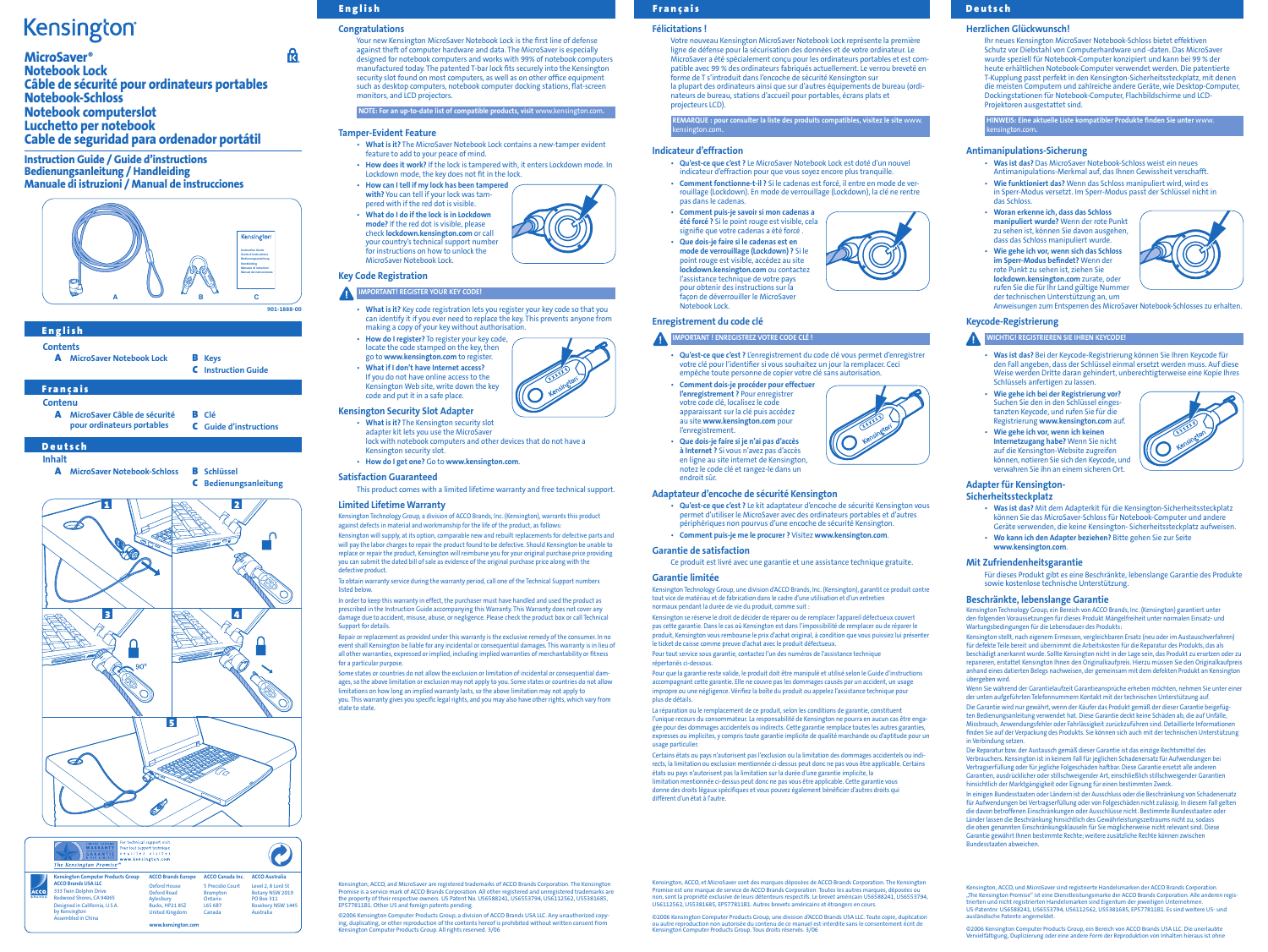# Kensington

## MicroSaver®
## Notebook Lock
## Câble de sécurité pour ordinateurs portables
## Notebook-Schloss
## Notebook computerslot
## Lucchetto per notebook
## Cable de seguridad para ordenador portátil

**Instruction Guide / Guide d'instructions**
**Bedienungsanleitung / Handleiding**
**Manuale di istruzioni / Manual de instrucciones**

A B C

901-1888-00

## English

**Contents**

- **A** MicroSaver Notebook Lock
- **B** Keys
- **C** Instruction Guide

## Français

**Contenu**

- **A** MicroSaver Câble de sécurité pour ordinateurs portables
- **B** Clé
- **C** Guide d'instructions

## Deutsch

**Inhalt**

- **A** MicroSaver Notebook-Schloss
- **B** Schlüssel
- **C** Bedienungsanleitung

1 2 3 4 5

90°

LIMITED LIFETIME WARRANTY — GARANTIE À VIE LIMITÉE
For technical support visit / Pour tout support technique veuillez visiter www.kensington.com
*The Kensington Promise®*

| Kensington Computer Products Group | ACCO Brands Europe | ACCO Canada Inc. | ACCO Australia |
|---|---|---|---|
| ACCO Brands USA LLC | Oxford House | 5 Precidio Court | Level 2, 8 Lord St |
| 333 Twin Dolphin Drive | Oxford Road | Brampton | Botany NSW 2019 |
| Redwood Shores, CA 94065 | Aylesbury | Ontario | PO Box 311 |
| Designed in California, U.S.A. by Kensington | Bucks, HP21 8SZ | L6S 6B7 | Rosebery NSW 1445 |
| Assembled in China | United Kingdom | Canada | Australia |

www.kensington.com

## English

### Congratulations

Your new Kensington MicroSaver Notebook Lock is the first line of defense against theft of computer hardware and data. The MicroSaver is especially designed for notebook computers and works with 99% of notebook computers manufactured today. The patented T-bar lock fits securely into the Kensington security slot found on most computers, as well as on other office equipment such as desktop computers, notebook computer docking stations, flat-screen monitors, and LCD projectors.

**NOTE: For an up-to-date list of compatible products, visit** www.kensington.com.

### Tamper-Evident Feature

- **What is it?** The MicroSaver Notebook Lock contains a new-tamper evident feature to add to your peace of mind.
- **How does it work?** If the lock is tampered with, it enters Lockdown mode. In Lockdown mode, the key does not fit in the lock.
- **How can I tell if my lock has been tampered with?** You can tell if your lock was tampered with if the red dot is visible.
- **What do I do if the lock is in Lockdown mode?** If the red dot is visible, please check **lockdown.kensington.com** or call your company's technical support number for instructions on how to unlock the MicroSaver Notebook Lock.

### Key Code Registration

**IMPORTANT! REGISTER YOUR KEY CODE!**

- **What is it?** Key code registration lets you register your key code so that you can identify it if you ever need to replace the key. This prevents anyone from making a copy of your key without authorisation.
- **How do I register?** To register your key code, locate the code stamped on the key, then go to **www.kensington.com** to register.
- **What if I don't have Internet access?** If you do not have online access to the Kensington Web site, write down the key code and put it in a safe place.

### Kensington Security Slot Adapter

- **What is it?** The Kensington security slot adapter kit lets you use the MicroSaver lock with notebook computers and other devices that do not have a Kensington security slot.
- **How do I get one?** Go to **www.kensington.com**.

### Satisfaction Guaranteed

This product comes with a limited lifetime warranty and free technical support.

### Limited Lifetime Warranty

Kensington Technology Group, a division of ACCO Brands, Inc. (Kensington), warrants this product against defects in material and workmanship for the life of the product, as follows:

Kensington will supply, at its option, comparable new and rebuilt replacements for defective parts and will pay the labor charges to repair the product found to be defective. Should Kensington be unable to replace or repair the product, Kensington will reimburse you for your original purchase price providing you can submit the dated bill of sale as evidence of the original purchase price along with the defective product.

To obtain warranty service during the warranty period, call one of the Technical Support numbers listed below.

In order to keep this warranty in effect, the purchaser must have handled and used the product as prescribed in the Instruction Guide accompanying this Warranty. This Warranty does not cover any damage due to accident, misuse, abuse, or negligence. Please check the product box or call Technical Support for details.

Repair or replacement as provided under this warranty is the exclusive remedy of the consumer. In no event shall Kensington be liable for any incidental or consequential damages. This warranty is in lieu of all other warranties, expressed or implied, including implied warranties of merchantability or fitness for a particular purpose.

Some states or countries do not allow the exclusion or limitation of incidental or consequential damages, so the above limitation or exclusion may not apply to you. Some states or countries do not allow limitations on how long an implied warranty lasts, so the above limitation may not apply to you. This warranty gives you specific legal rights, and you may also have other rights, which vary from state to state.

Kensington, ACCO, and MicroSaver are registered trademarks of ACCO Brands Corporation. The Kensington Promise is a service mark of ACCO Brands Corporation. All other registered and unregistered trademarks are the property of their respective owners. US Patent No. US6588241, US6553794, US6112562, US5381685, EP577811B1. Other US and foreign patents pending.

©2006 Kensington Computer Products Group, a division of ACCO Brands USA LLC. Any unauthorized copying, duplicating, or other reproduction of the contents hereof is prohibited without written consent from Kensington Computer Products Group. All rights reserved. 3/06

## Français

### Félicitations !

Votre nouveau Kensington MicroSaver Notebook Lock représente la première ligne de défense pour la sécurisation des données et de votre ordinateur. Le MicroSaver a été spécialement conçu pour les ordinateurs portables et est compatible avec 99 % des ordinateurs fabriqués actuellement. Le verrou breveté en forme de T s'introduit dans l'encoche de sécurité Kensington sur la plupart des ordinateurs ainsi que sur d'autres équipements de bureau (ordinateurs de bureau, stations d'accueil pour portables, écrans plats et projecteurs LCD).

**REMARQUE : pour consulter la liste des produits compatibles, visitez le site** www.kensington.com.

### Indicateur d'effraction

- **Qu'est-ce que c'est ?** Le MicroSaver Notebook Lock est doté d'un nouvel indicateur d'effraction pour que vous soyez encore plus tranquille.
- **Comment fonctionne-t-il ?** Si le cadenas est forcé, il entre en mode de verrouillage (Lockdown). En mode de verrouillage (Lockdown), la clé ne rentre pas dans le cadenas.
- **Comment puis-je savoir si mon cadenas a été forcé ?** Si le point rouge est visible, cela signifie que votre cadenas a été forcé .
- **Que dois-je faire si le cadenas est en mode de verrouillage (Lockdown) ?** Si le point rouge est visible, accédez au site **lockdown.kensington.com** ou contactez l'assistance technique de votre pays pour obtenir des instructions sur la façon de déverrouiller le MicroSaver Notebook Lock.

### Enregistrement du code clé

**IMPORTANT ! ENREGISTREZ VOTRE CODE CLÉ !**

- **Qu'est-ce que c'est ?** L'enregistrement du code clé vous permet d'enregistrer votre clé pour l'identifier si vous souhaitez un jour la remplacer. Ceci empêche toute personne de copier votre clé sans autorisation.
- **Comment dois-je procéder pour effectuer l'enregistrement ?** Pour enregistrer votre code clé, localisez le code apparaissant sur la clé puis accédez au site **www.kensington.com** pour l'enregistrement.
- **Que dois-je faire si je n'ai pas d'accès à Internet ?** Si vous n'avez pas d'accès en ligne au site internet de Kensington, notez le code clé et rangez-le dans un endroit sûr.

### Adaptateur d'encoche de sécurité Kensington

- **Qu'est-ce que c'est ?** Le kit adaptateur d'encoche de sécurité Kensington vous permet d'utiliser le MicroSaver avec des ordinateurs portables et d'autres périphériques non pourvus d'une encoche de sécurité Kensington.
- **Comment puis-je me le procurer ?** Visitez **www.kensington.com**.

### Garantie de satisfaction

Ce produit est livré avec une garantie et une assistance technique gratuite.

### Garantie limitée

Kensington Technology Group, une division d'ACCO Brands, Inc. (Kensington), garantit ce produit contre tout vice de matériau et de fabrication dans le cadre d'une utilisation et d'un entretien normaux pendant la durée de vie du produit, comme suit :

Kensington se réserve le droit de décider de réparer ou de remplacer l'appareil défectueux couvert par cette garantie. Dans le cas où Kensington est dans l'impossibilité de remplacer ou de réparer le produit, Kensington vous rembourse le prix d'achat original, à condition que vous puissiez lui présenter le ticket de caisse comme preuve d'achat avec le produit défectueux.

Pour tout service sous garantie, contactez l'un des numéros de l'assistance technique répertoriés ci-dessous.

Pour que la garantie reste valide, le produit doit être manipulé et utilisé selon le Guide d'instructions accompagnant cette garantie. Elle ne couvre pas les dommages causés par un accident, un usage impropre ou une négligence. Vérifiez la boîte du produit ou appelez l'assistance technique pour plus de détails.

La réparation ou le remplacement de ce produit, selon les conditions de garantie, constituent l'unique recours du consommateur. La responsabilité de Kensington ne pourra en aucun cas être engagée pour des dommages accidentels ou indirects. Cette garantie remplace toutes les autres garanties, expresses ou implicites, y compris toute garantie implicite de qualité marchande ou d'aptitude pour un usage particulier.

Certains états ou pays n'autorisent pas l'exclusion ou la limitation des dommages accidentels ou indirects, la limitation ou exclusion mentionnée ci-dessus peut donc ne pas vous être applicable. Certains états ou pays n'autorisent pas la limitation sur la durée d'une garantie implicite, la limitation mentionnée ci-dessus peut donc ne pas vous être applicable. Cette garantie vous donne des droits légaux spécifiques et vous pouvez également bénéficier d'autres droits qui diffèrent d'un état à l'autre.

Kensington, ACCO, et MicroSaver sont des marques déposées de ACCO Brands Corporation. The Kensington Promise est une marque de service de ACCO Brands Corporation. Toutes les autres marques, déposées ou non, sont la propriété exclusive de leurs détenteurs respectifs. Le brevet américain US6588241, US6553794, US6112562, US5381685, EP577811B1. Autres brevets américains et étrangers en cours.

©2006 Kensington Computer Products Group, une division d'ACCO Brands USA LLC. Toute copie, duplication ou autre reproduction non autorisée du contenu de ce manuel est interdite sans le consentement écrit de Kensington Computer Products Group. Tous droits réservés. 3/06

## Deutsch

### Herzlichen Glückwunsch!

Ihr neues Kensington MicroSaver Notebook-Schloss bietet effektiven Schutz vor Diebstahl von Computerhardware und -daten. Das MicroSaver wurde speziell für Notebook-Computer konzipiert und kann bei 99 % der heute erhältlichen Notebook-Computer verwendet werden. Die patentierte T-Kupplung passt perfekt in den Kensington-Sicherheitssteckplatz, mit denen die meisten Computern und zahlreiche andere Geräte, wie Desktop-Computer, Dockingstationen für Notebook-Computer, Flachbildschirme und LCD-Projektoren ausgestattet sind.

**HINWEIS: Eine aktuelle Liste kompatibler Produkte finden Sie unter** www.kensington.com.

### Antimanipulations-Sicherung

- **Was ist das?** Das MicroSaver Notebook-Schloss weist ein neues Antimanipulations-Merkmal auf, das Ihnen Gewissheit verschafft.
- **Wie funktioniert das?** Wenn das Schloss manipuliert wird, wird es in Sperr-Modus versetzt. Im Sperr-Modus passt der Schlüssel nicht in das Schloss.
- **Woran erkenne ich, dass das Schloss manipuliert wurde?** Wenn der rote Punkt zu sehen ist, können Sie davon ausgehen, dass das Schloss manipuliert wurde.
- **Wie gehe ich vor, wenn sich das Schloss im Sperr-Modus befindet?** Wenn der rote Punkt zu sehen ist, ziehen Sie **lockdown.kensington.com** zurate, oder rufen Sie die für Ihr Land gültige Nummer der technischen Unterstützung an, um Anweisungen zum Entsperren des MicroSaver Notebook-Schlosses zu erhalten.

### Keycode-Registrierung

**WICHTIG! REGISTRIEREN SIE IHREN KEYCODE!**

- **Was ist das?** Bei der Keycode-Registrierung können Sie Ihren Keycode für den Fall angeben, dass der Schlüssel einmal ersetzt werden muss. Auf diese Weise werden Dritte daran gehindert, unberechtigterweise eine Kopie Ihres Schlüssels anfertigen zu lassen.
- **Wie gehe ich bei der Registrierung vor?** Suchen Sie den in den Schlüssel eingestanzten Keycode, und rufen Sie für die Registrierung **www.kensington.com** auf.
- **Wie gehe ich vor, wenn ich keinen Internetzugang habe?** Wenn Sie nicht auf die Kensington-Website zugreifen können, notieren Sie sich den Keycode, und verwahren Sie ihn an einem sicheren Ort.

### Adapter für Kensington-Sicherheitssteckplatz

- **Was ist das?** Mit dem Adapterkit für die Kensington-Sicherheitssteckplatz können Sie das MicroSaver-Schloss für Notebook-Computer und andere Geräte verwenden, die keine Kensington- Sicherheitssteckplatz aufweisen.
- **Wo kann ich den Adapter beziehen?** Bitte gehen Sie zur Seite **www.kensington.com**.

### Mit Zufriedenheitsgarantie

Für dieses Produkt gibt es eine Beschränkte, lebenslange Garantie des Produkte sowie kostenlose technische Unterstützung.

### Beschränkte, lebenslange Garantie

Kensington Technology Group, ein Bereich von ACCO Brands, Inc. (Kensington) garantiert unter den folgenden Voraussetzungen für dieses Produkt Mängelfreiheit unter normalen Einsatz- und Wartungsbedingungen für die Lebensdauer des Produkts:

Kensington stellt, nach eigenem Ermessen, vergleichbaren Ersatz (neu oder im Austauschverfahren) für defekte Teile bereit und übernimmt die Arbeitskosten für die Reparatur des Produkts, das als beschädigt anerkannt wurde. Sollte Kensington nicht in der Lage sein, das Produkt zu ersetzen oder zu reparieren, erstattet Kensington Ihnen den Originalkaufpreis. Hierzu müssen Sie den Originalkaufpreis anhand eines datierten Belegs nachweisen, der gemeinsam mit dem defekten Produkt an Kensington übergeben wird.

Wenn Sie während der Garantielaufzeit Garantieansprüche erheben möchten, nehmen Sie unter einer der unten aufgeführten Telefonnummern Kontakt mit der technischen Unterstützung auf.

Die Garantie wird nur gewährt, wenn der Käufer das Produkt gemäß der dieser Garantie beigefügten Bedienungsanleitung verwendet hat. Diese Garantie deckt keine Schäden ab, die auf Unfälle, Missbrauch, Anwendungsfehler oder Fahrlässigkeit zurückzuführen sind. Detaillierte Informationen finden Sie auf der Verpackung des Produkts. Sie können sich auch mit der technischen Unterstützung in Verbindung setzen.

Die Reparatur bzw. der Austausch gemäß dieser Garantie ist das einzige Rechtsmittel des Verbrauchers. Kensington ist in keinem Fall für jeglichen Schadenersatz für Aufwendungen bei Vertragserfüllung oder für jegliche Folgeschäden haftbar. Diese Garantie ersetzt alle anderen Garantien, ausdrücklicher oder stillschweigender Art, einschließlich stillschweigender Garantien hinsichtlich der Marktgängigkeit oder Eignung für einen bestimmten Zweck.

In einigen Bundesstaaten oder Ländern ist der Ausschluss oder die Beschränkung von Schadenersatz für Aufwendungen bei Vertragserfüllung oder von Folgeschäden nicht zulässig. In diesem Fall gelten die davon betroffenen Einschränkungen oder Ausschlüsse nicht. Bestimmte Bundesstaaten oder Länder lassen die Beschränkung hinsichtlich des Gewährleistungszeitraums nicht zu, sodass die oben genannten Einschränkungsklauseln für Sie möglicherweise nicht relevant sind. Diese Garantie gewährt Ihnen bestimmte Rechte; weitere zusätzliche Rechte variieren zwischen Bundesstaaten abweichen.

Kensington, ACCO, und MicroSaver sind registrierte Handelsmarken der ACCO Brands Corporation. „The Kensington Promise" ist eine Dienstleistungsmarke der ACCO Brands Corporation. Alle anderen registrierten und nicht registrierten Handelsmarken sind Eigentum der jeweiligen Unternehmen. US-Patentnr. US6588241, US6553794, US6112562, US5381685, EP577811B1. Es sind weitere US- und ausländische Patente angemeldet.

©2006 Kensington Computer Products Group, ein Bereich von ACCO Brands USA LLC. Die unerlaubte Vervielfältigung, Duplizierung oder eine andere Form der Reproduktion von Inhalten hieraus ist ohne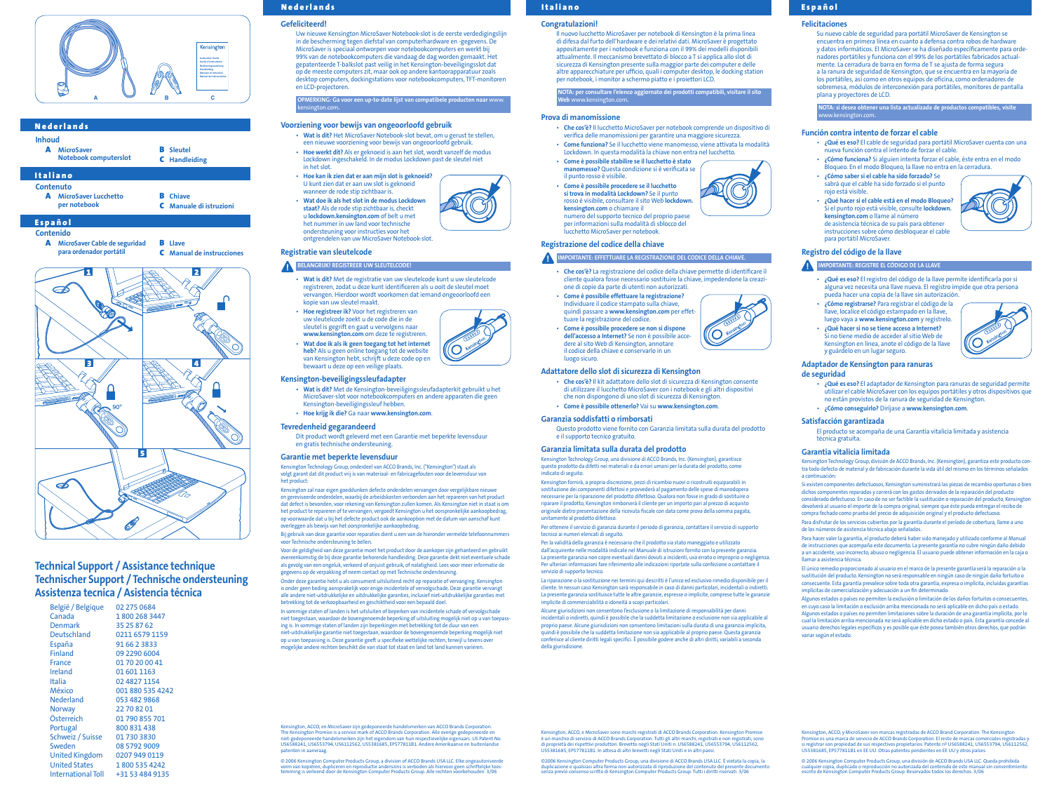A | B | C

Kensington
Instruction Guide
Guide d'instructions
Bedienungsanleitung
Handleiding
Manuale di istruzioni
Manual de instrucciones

## Nederlands

### Inhoud

**A** **MicroSaver Notebook computerslot**
**B** **Sleutel**
**C** **Handleiding**

## Italiano

### Contenuto

**A** **MicroSaver Lucchetto per notebook**
**B** **Chiave**
**C** **Manuale di istruzioni**

## Español

### Contenido

**A** **MicroSaver Cable de seguridad para ordenador portátil**
**B** **Llave**
**C** **Manual de instrucciones**

1 2 3 4 90° 5

# Technical Support / Assistance technique
# Technischer Support / Technische ondersteuning
# Assistenza tecnica / Asistencia técnica

| | |
|---|---|
| België / Belgique | 02 275 0684 |
| Canada | 1 800 268 3447 |
| Denmark | 35 25 87 62 |
| Deutschland | 0211 6579 1159 |
| España | 91 66 2 3833 |
| Finland | 09 2290 6004 |
| France | 01 70 20 00 41 |
| Ireland | 01 601 1163 |
| Italia | 02 4827 1154 |
| México | 001 880 535 4242 |
| Nederland | 053 482 9868 |
| Norway | 22 70 82 01 |
| Österreich | 01 790 855 701 |
| Portugal | 800 831 438 |
| Schweiz / Suisse | 01 730 3830 |
| Sweden | 08 5792 9009 |
| United Kingdom | 0207 949 0119 |
| United States | 1 800 535 4242 |
| International Toll | +31 53 484 9135 |

## Nederlands

### Gefeliciteerd!

Uw nieuwe Kensington MicroSaver Notebook-slot is de eerste verdedigingslijn in de bescherming tegen diefstal van computerhardware en -gegevens. De MicroSaver is speciaal ontworpen voor notebookcomputers en werkt bij 99% van de notebookcomputers die vandaag de dag worden gemaakt. Het gepatenteerde T-balkslot past veilig in het Kensington-beveiligingsslot dat op de meeste computers zit, maar ook op andere kantoorapparatuur zoals desktop computers, dockingstations voor notebookcomputers, TFT-monitoren en LCD-projectoren.

**OPMERKING: Ga voor een up-to-date lijst van compatibele producten naar** www.kensington.com.

### Voorziening voor bewijs van ongeoorloofd gebruik

- **Wat is dit?** Het MicroSaver Notebook-slot bevat, om u gerust te stellen, een nieuwe voorziening voor bewijs van ongeoorloofd gebruik.
- **Hoe werkt dit?** Als er geknoeid is aan het slot, wordt vanzelf de modus Lockdown ingeschakeld. In de modus Lockdown past de sleutel niet in het slot.
- **Hoe kan ik zien dat er aan mijn slot is geknoeid?** U kunt zien dat er aan uw slot is geknoeid wanneer de rode stip zichtbaar is.
- **Wat doe ik als het slot in de modus Lockdown staat?** Als de rode stip zichtbaar is, checkt u **lockdown.kensington.com** of belt u met het nummer in uw land voor technische ondersteuning voor instructies voor het ontgrendelen van uw MicroSaver Notebook-slot.

### Registratie van sleutelcode

**BELANGRIJK! REGISTREER UW SLEUTELCODE!**

- **Wat is dit?** Met de registratie van uw sleutelcode kunt u uw sleutelcode registreren, zodat u deze kunt identificeren als u ooit de sleutel moet vervangen. Hierdoor wordt voorkomen dat iemand ongeoorloofd een kopie van uw sleutel maakt.
- **Hoe registreer ik?** Voor het registreren van uw sleutelcode zoekt u de code die in de sleutel is gegrift en gaat u vervolgens naar **www.kensington.com** om deze te registreren.
- **Wat doe ik als ik geen toegang tot het internet heb?** Als u geen online toegang tot de website van Kensington hebt, schrijft u deze code op en bewaart u deze op een veilige plaats.

### Kensington-beveiligingssleufadapter

- **Wat is dit?** Met de Kensington-beveiligingssleufadapterkit gebruikt u het MicroSaver-slot voor notebookcomputers en andere apparaten die geen Kensington-beveiligingssleuf hebben.
- **Hoe krijg ik die?** Ga naar **www.kensington.com**.

### Tevredenheid gegarandeerd

Dit product wordt geleverd met een Garantie met beperkte levensduur en gratis technische ondersteuning.

### Garantie met beperkte levensduur

Kensington Technology Group, onderdeel van ACCO Brands, Inc. ("Kensington") staat als volgt garant dat dit product vrij is van materiaal- en fabricagefouten voor de levensduur van het product:

Kensington zal naar eigen goeddunken defecte onderdelen vervangen door vergelijkbare nieuwe en gereviseerde onderdelen, waarbij de arbeidskosten verbonden aan het repareren van het product dat defect is bevonden, voor rekening van Kensington zullen komen. Als Kensington niet in staat is om het product te repareren of te vervangen, vergoedt Kensington u het oorspronkelijke aankoopbedrag, op voorwaarde dat u bij het defecte product ook de aankoopbon met de datum van aanschaf kunt overleggen als bewijs van het oorspronkelijke aankoopbedrag.

Bij gebruik van deze garantie voor reparaties dient u een van de hieronder vermelde telefoonnummers voor Technische ondersteuning te bellen.

Voor de geldigheid van deze garantie moet het product door de aankoper zijn gehanteerd en gebruikt overeenkomstig de bij deze garantie behorende handleiding. Deze garantie dekt niet eventuele schade als gevolg van een ongeluk, verkeerd of onjuist gebruik, of nalatigheid. Lees voor meer informatie de gegevens op de verpakking of neem contact op met Technische ondersteuning.

Onder deze garantie hebt u als consument uitsluitend recht op reparatie of vervanging. Kensington is onder geen beding aansprakelijk voor enige incidentele of vervolgschade. Deze garantie vervangt alle andere niet-uitdrukkelijke en uitdrukkelijke garanties, inclusief niet-uitdrukkelijke garanties met betrekking tot de verkoopbaarheid en geschiktheid voor een bepaald doel.

In sommige staten of landen is het uitsluiten of beperken van incidentele schade of vervolgschade niet toegestaan, waardoor de bovengenoemde beperking of uitsluiting mogelijk niet op u van toepassing is. In sommige staten of landen zijn beperkingen met betrekking tot de duur van een niet-uitdrukkelijke garantie niet toegestaan, waardoor de bovengenoemde beperking mogelijk niet op u van toepassing is. Deze garantie geeft u specifieke wettelijke rechten, terwijl u tevens over mogelijke andere rechten beschikt die van staat tot staat en land tot land kunnen variëren.

Kensington, ACCO, en MicroSaver zijn gedeponeerde handelsmerken van ACCO Brands Corporation. The Kensington Promise is a service mark of ACCO Brands Corporation. Alle overige gedeponeerde en niet-gedeponeerde handelsmerken zijn het eigendom van hun respectievelijke eigenaars. US Patent No. US6588241, US6553794, US6112562, US5381685, EP5778118​1. Andere Amerikaanse en buitenlandse patenten in aanvraag.

© 2006 Kensington Computer Products Group, a division of ACCO Brands USA LLC. Elke ongeautoriseerde vorm van kopiëren, dupliceren en reproductie anderszins is verboden als hiervoor geen schriftelijke toestemming is verleend door de Kensington Computer Products Group. Alle rechten voorbehouden. 3/06

## Italiano

### Congratulazioni!

Il nuovo lucchetto MicroSaver per notebook di Kensington è la prima linea di difesa dal furto dell'hardware e dei relativi dati. MicroSaver è progettato appositamente per i notebook e funziona con il 99% dei modelli disponibili attualmente. Il meccanismo brevettato di blocco a T si applica allo slot di sicurezza di Kensington presente sulla maggior parte dei computer e delle altre apparecchiature per ufficio, quali i computer desktop, le docking station per notebook, i monitor a schermo piatto e i proiettori LCD.

**NOTA: per consultare l'elenco aggiornato dei prodotti compatibili, visitare il sito Web** www.kensington.com.

### Prova di manomissione

- **Che cos'è?** Il lucchetto MicroSaver per notebook comprende un dispositivo di verifica delle manomissioni per garantire una maggiore sicurezza.
- **Come funziona?** Se il lucchetto viene manomesso, viene attivata la modalità Lockdown. In questa modalità la chiave non entra nel lucchetto.
- **Come è possibile stabilire se il lucchetto è stato manomesso?** Questa condizione si è verificata se il punto rosso è visibile.
- **Come è possibile procedere se il lucchetto si trova in modalità Lockdown?** Se il punto rosso è visibile, consultare il sito Web **lockdown.kensington.com** o chiamare il numero del supporto tecnico del proprio paese per informazioni sulla modalità di sblocco del lucchetto MicroSaver per notebook.

### Registrazione del codice della chiave

**IMPORTANTE: EFFETTUARE LA REGISTRAZIONE DEL CODICE DELLA CHIAVE.**

- **Che cos'è?** La registrazione del codice della chiave permette di identificare il cliente qualora fosse necessario sostituire la chiave, impedendone la creazione di copie da parte di utenti non autorizzati.
- **Come è possibile effettuare la registrazione?** Individuare il codice stampato sulla chiave, quindi passare a **www.kensington.com** per effettuare la registrazione del codice.
- **Come è possibile procedere se non si dispone dell'accesso a Internet?** Se non è possibile accedere al sito Web di Kensington, annotare il codice della chiave e conservarlo in un luogo sicuro.

### Adattatore dello slot di sicurezza di Kensington

- **Che cos'è?** Il kit adattatore dello slot di sicurezza di Kensington consente di utilizzare il lucchetto MicroSaver con i notebook e gli altri dispositivi che non dispongono di uno slot di sicurezza di Kensington.
- **Come è possibile ottenerlo?** Vai su **www.kensington.com**.

### Garanzia soddisfatti o rimborsati

Questo prodotto viene fornito con Garanzia limitata sulla durata del prodotto e il supporto tecnico gratuito.

### Garanzia limitata sulla durata del prodotto

Kensington Technology Group, una divisione di ACCO Brands, Inc. (Kensington), garantisce questo prodotto da difetti nei materiali e da errori umani per la durata del prodotto, come indicato di seguito.

Kensington fornirà, a propria discrezione, pezzi di ricambio nuovi o ricostruiti equiparabili in sostituzione dei componenti difettosi e provvederà al pagamento delle spese di manodopera necessarie per la riparazione del prodotto difettoso. Qualora non fosse in grado di sostituire o riparare il prodotto, Kensington rimborserà il cliente per un importo pari al prezzo di acquisto originale dietro presentazione della ricevuta fiscale con data come prova della somma pagata, unitamente al prodotto difettoso.

Per ottenere il servizio di garanzia durante il periodo di garanzia, contattare il servizio di supporto tecnico ai numeri elencati di seguito.

Per la validità della garanzia è necessario che il prodotto sia stato maneggiato e utilizzato dall'acquirente nelle modalità indicate nel Manuale di istruzioni fornito con la presente garanzia. La presente garanzia non copre eventuali danni dovuti a incidenti, uso errato o improprio o negligenza. Per ulteriori informazioni fare riferimento alle indicazioni riportate sulla confezione o contattare il servizio di supporto tecnico.

La riparazione o la sostituzione nei termini qui descritti è l'unico ed esclusivo rimedio disponibile per il cliente. In nessun caso Kensington sarà responsabile in caso di danni particolari, incidentali o indiretti. La presente garanzia sostituisce tutte le altre garanzie, espresse o implicite, comprese tutte le garanzie implicite di commerciabilità o idoneità a scopi particolari.

Alcune giurisdizioni non consentono l'esclusione o la limitazione di responsabilità per danni incidentali o indiretti, quindi è possibile che la suddetta limitazione o esclusione non sia applicabile al proprio paese. Alcune giurisdizioni non consentono limitazioni sulla durata di una garanzia implicita, quindi è possibile che la suddetta limitazione non sia applicabile al proprio paese. Questa garanzia conferisce al cliente diritti legali specifici. È possibile godere anche di altri diritti, variabili a seconda della giurisdizione.

Kensington, ACCO, e MicroSaver sono marchi registrati di ACCO Brands Corporation. Kensington Promise è un marchio di servizio di ACCO Brands Corporation. Tutti gli altri marchi, registrati e non registrati, sono di proprietà dei rispettivi produttori. Brevetto negli Stati Uniti n. US6588241, US6553794, US6112562, US5381685, EP5778118​1. In attesa di altri brevetti negli Stati Uniti e in altri paesi.

©2006 Kensington Computer Products Group, una divisione di ACCO Brands USA LLC. È vietata la copia, la duplicazione o qualsiasi altra forma non autorizzata di riproduzione del contenuto del presente documento senza previo consenso scritto di Kensington Computer Products Group. Tutti i diritti riservati. 3/06

## Español

### Felicitaciones

Su nuevo cable de seguridad para portátil MicroSaver de Kensington se encuentra en primera línea en cuanto a defensa contra robos de hardware y datos informáticos. El MicroSaver se ha diseñado específicamente para ordenadores portátiles y funciona con el 99% de los portátiles fabricados actualmente. La cerradura de barra en forma de T se ajusta de forma segura a la ranura de seguridad de Kensington, que se encuentra en la mayoría de los portátiles, así como en otros equipos de oficina, como ordenadores de sobremesa, módulos de interconexión para portátiles, monitores de pantalla plana y proyectores de LCD.

**NOTA: si desea obtener una lista actualizada de productos compatibles, visite** www.kensington.com.

### Función contra intento de forzar el cable

- **¿Qué es eso?** El cable de seguridad para portátil MicroSaver de Kensington cuenta con una nueva función contra el intento de forzar el cable.
- **¿Cómo funciona?** Si alguien intenta forzar el cable, éste entra en el modo Bloqueo. En el modo Bloqueo, la llave no entra en la cerradura.
- **¿Cómo saber si el cable ha sido forzado?** Se sabrá que el cable ha sido forzado si el punto rojo está visible.
- **¿Qué hacer si el cable está en el modo Bloqueo?** Si el punto rojo está visible, consulte **lockdown.kensington.com** o llame al número de asistencia técnica de su país para obtener instrucciones sobre cómo desbloquear el cable para portátil MicroSaver.

### Registro del código de la llave

**IMPORTANTE: REGISTRE EL CÓDIGO DE LA LLAVE**

- **¿Qué es eso?** El registro del código de la llave permite identificarla por si alguna vez necesita una llave nueva. El registro impide que otra persona pueda hacer una copia de la llave sin autorización.
- **¿Cómo registrarse?** Para registrar el código de la llave, localice el código estampado en la llave, luego vaya a **www.kensington.com** y regístrelo.
- **¿Qué hacer si no se tiene acceso a Internet?** Si no tiene medio de acceder al sitio Web de Kensington en línea, anote el código de la llave y guárdelo en un lugar seguro.

### Adaptador de Kensington para ranuras de seguridad

- **¿Qué es eso?** El adaptador de Kensington para ranuras de seguridad permite utilizar el cable MicroSaver con los equipos portátiles y otros dispositivos que no están provistos de la ranura de seguridad de Kensington.
- **¿Cómo conseguirlo?** Diríjase a **www.kensington.com**.

### Satisfacción garantizada

El producto se acompaña de una Garantía vitalicia limitada y asistencia técnica gratuita.

### Garantía vitalicia limitada

Kensington Technology Group, división de ACCO Brands, Inc. (Kensington), garantiza este producto contra todo defecto de material y de fabricación durante la vida útil del mismo en los términos señalados a continuación:

Si existen componentes defectuosos, Kensington suministrará las piezas de recambio oportunas o bien dichos componentes reparados y correrá con los gastos derivados de la reparación del producto considerado defectuoso. En caso de no ser factible la sustitución o reparación del producto, Kensington devolverá al usuario el importe de la compra original, siempre que éste pueda entregar el recibo de compra fechado como prueba del precio de adquisición original y el producto defectuoso.

Para disfrutar de los servicios cubiertos por la garantía durante el período de cobertura, llame a uno de los números de asistencia técnica abajo señalados.

Para hacer valer la garantía, el producto deberá haber sido manejado y utilizado conforme al Manual de instrucciones que acompaña este documento. La presente garantía no cubre ningún daño debido a un accidente, uso incorrecto, abuso o negligencia. El usuario puede obtener información en la caja o llamar a asistencia técnica.

El único remedio proporcionado al usuario en el marco de la presente garantía será la reparación o la sustitución del producto. Kensington no será responsable en ningún caso de ningún daño fortuito o consecuente. Esta garantía prevalece sobre toda otra garantía, expresa o implícita, incluidas garantías implícitas de comercialización y adecuación a un fin determinado.

Algunos estados o países no permiten la exclusión o limitación de los daños fortuitos o consecuentes, en cuyo caso la limitación o exclusión arriba mencionada no será aplicable en dicho país o estado. Algunos estados o países no permiten limitaciones sobre la duración de una garantía implícita, por lo cual la limitación arriba mencionada no será aplicable en dicho estado o país. Esta garantía concede al usuario derechos legales específicos y es posible que éste posea también otros derechos, que podrán variar según el estado.

Kensington, ACCO, y MicroSaver son marcas registradas de ACCO Brands Corporation. The Kensington Promise es una marca de servicio de ACCO Brands Corporation. El resto de marcas comerciales registradas y sí registrar son propiedad de sus respectivos propietarios. Patente nº US6588241, US6553794, US6112562, US5381685, EP5778118​1 en EE UU. Otras patentes pendientes en EE UU y otros países.

© 2006 Kensington Computer Products Group, una división de ACCO Brands USA LLC. Queda prohibida cualquier copia, duplicado o reproducción no autorizada del contenido de este manual sin consentimiento escrito de Kensington Computer Products Group. Reservados todos los derechos. 3/06